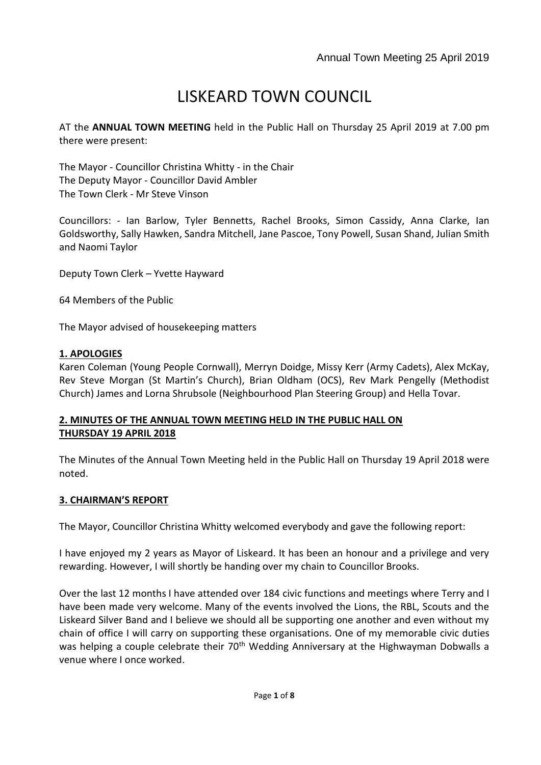# LISKEARD TOWN COUNCIL

AT the **ANNUAL TOWN MEETING** held in the Public Hall on Thursday 25 April 2019 at 7.00 pm there were present:

The Mayor - Councillor Christina Whitty - in the Chair
The Deputy Mayor - Councillor David Ambler
The Town Clerk - Mr Steve Vinson

Councillors: - Ian Barlow, Tyler Bennetts, Rachel Brooks, Simon Cassidy, Anna Clarke, Ian Goldsworthy, Sally Hawken, Sandra Mitchell, Jane Pascoe, Tony Powell, Susan Shand, Julian Smith and Naomi Taylor

Deputy Town Clerk – Yvette Hayward

64 Members of the Public

The Mayor advised of housekeeping matters

## 1. APOLOGIES

Karen Coleman (Young People Cornwall), Merryn Doidge, Missy Kerr (Army Cadets), Alex McKay, Rev Steve Morgan (St Martin's Church), Brian Oldham (OCS), Rev Mark Pengelly (Methodist Church) James and Lorna Shrubsole (Neighbourhood Plan Steering Group) and Hella Tovar.

## 2. MINUTES OF THE ANNUAL TOWN MEETING HELD IN THE PUBLIC HALL ON THURSDAY 19 APRIL 2018

The Minutes of the Annual Town Meeting held in the Public Hall on Thursday 19 April 2018 were noted.

## 3. CHAIRMAN'S REPORT

The Mayor, Councillor Christina Whitty welcomed everybody and gave the following report:

I have enjoyed my 2 years as Mayor of Liskeard. It has been an honour and a privilege and very rewarding. However, I will shortly be handing over my chain to Councillor Brooks.

Over the last 12 months I have attended over 184 civic functions and meetings where Terry and I have been made very welcome. Many of the events involved the Lions, the RBL, Scouts and the Liskeard Silver Band and I believe we should all be supporting one another and even without my chain of office I will carry on supporting these organisations. One of my memorable civic duties was helping a couple celebrate their 70th Wedding Anniversary at the Highwayman Dobwalls a venue where I once worked.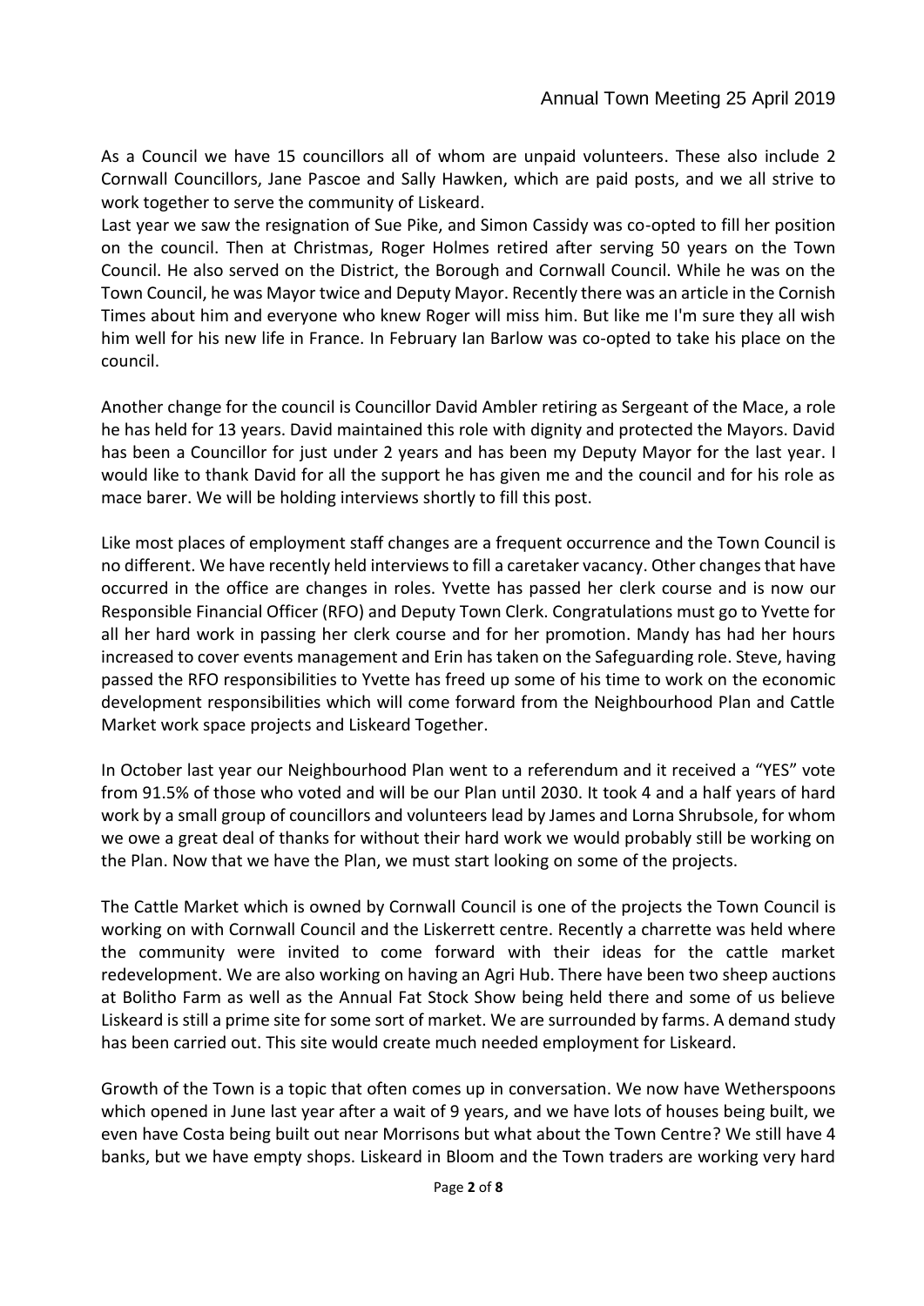As a Council we have 15 councillors all of whom are unpaid volunteers. These also include 2 Cornwall Councillors, Jane Pascoe and Sally Hawken, which are paid posts, and we all strive to work together to serve the community of Liskeard.

Last year we saw the resignation of Sue Pike, and Simon Cassidy was co-opted to fill her position on the council. Then at Christmas, Roger Holmes retired after serving 50 years on the Town Council. He also served on the District, the Borough and Cornwall Council. While he was on the Town Council, he was Mayor twice and Deputy Mayor. Recently there was an article in the Cornish Times about him and everyone who knew Roger will miss him. But like me I'm sure they all wish him well for his new life in France. In February Ian Barlow was co-opted to take his place on the council.

Another change for the council is Councillor David Ambler retiring as Sergeant of the Mace, a role he has held for 13 years. David maintained this role with dignity and protected the Mayors. David has been a Councillor for just under 2 years and has been my Deputy Mayor for the last year. I would like to thank David for all the support he has given me and the council and for his role as mace barer. We will be holding interviews shortly to fill this post.

Like most places of employment staff changes are a frequent occurrence and the Town Council is no different. We have recently held interviews to fill a caretaker vacancy. Other changes that have occurred in the office are changes in roles. Yvette has passed her clerk course and is now our Responsible Financial Officer (RFO) and Deputy Town Clerk. Congratulations must go to Yvette for all her hard work in passing her clerk course and for her promotion. Mandy has had her hours increased to cover events management and Erin has taken on the Safeguarding role. Steve, having passed the RFO responsibilities to Yvette has freed up some of his time to work on the economic development responsibilities which will come forward from the Neighbourhood Plan and Cattle Market work space projects and Liskeard Together.

In October last year our Neighbourhood Plan went to a referendum and it received a "YES" vote from 91.5% of those who voted and will be our Plan until 2030. It took 4 and a half years of hard work by a small group of councillors and volunteers lead by James and Lorna Shrubsole, for whom we owe a great deal of thanks for without their hard work we would probably still be working on the Plan. Now that we have the Plan, we must start looking on some of the projects.

The Cattle Market which is owned by Cornwall Council is one of the projects the Town Council is working on with Cornwall Council and the Liskerrett centre. Recently a charrette was held where the community were invited to come forward with their ideas for the cattle market redevelopment. We are also working on having an Agri Hub. There have been two sheep auctions at Bolitho Farm as well as the Annual Fat Stock Show being held there and some of us believe Liskeard is still a prime site for some sort of market. We are surrounded by farms. A demand study has been carried out. This site would create much needed employment for Liskeard.

Growth of the Town is a topic that often comes up in conversation. We now have Wetherspoons which opened in June last year after a wait of 9 years, and we have lots of houses being built, we even have Costa being built out near Morrisons but what about the Town Centre? We still have 4 banks, but we have empty shops. Liskeard in Bloom and the Town traders are working very hard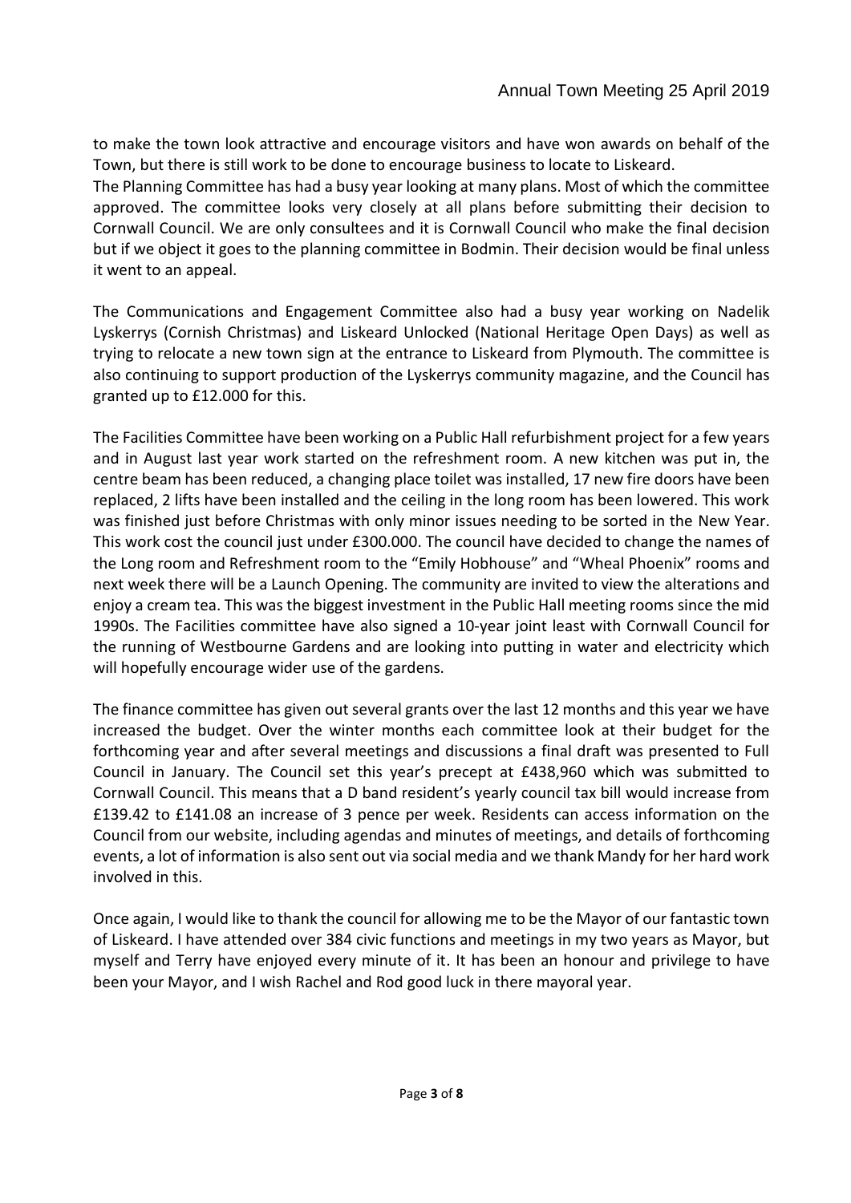to make the town look attractive and encourage visitors and have won awards on behalf of the Town, but there is still work to be done to encourage business to locate to Liskeard.
The Planning Committee has had a busy year looking at many plans. Most of which the committee approved. The committee looks very closely at all plans before submitting their decision to Cornwall Council. We are only consultees and it is Cornwall Council who make the final decision but if we object it goes to the planning committee in Bodmin. Their decision would be final unless it went to an appeal.

The Communications and Engagement Committee also had a busy year working on Nadelik Lyskerrys (Cornish Christmas) and Liskeard Unlocked (National Heritage Open Days) as well as trying to relocate a new town sign at the entrance to Liskeard from Plymouth. The committee is also continuing to support production of the Lyskerrys community magazine, and the Council has granted up to £12.000 for this.

The Facilities Committee have been working on a Public Hall refurbishment project for a few years and in August last year work started on the refreshment room. A new kitchen was put in, the centre beam has been reduced, a changing place toilet was installed, 17 new fire doors have been replaced, 2 lifts have been installed and the ceiling in the long room has been lowered. This work was finished just before Christmas with only minor issues needing to be sorted in the New Year. This work cost the council just under £300.000. The council have decided to change the names of the Long room and Refreshment room to the "Emily Hobhouse" and "Wheal Phoenix" rooms and next week there will be a Launch Opening. The community are invited to view the alterations and enjoy a cream tea. This was the biggest investment in the Public Hall meeting rooms since the mid 1990s. The Facilities committee have also signed a 10-year joint least with Cornwall Council for the running of Westbourne Gardens and are looking into putting in water and electricity which will hopefully encourage wider use of the gardens.

The finance committee has given out several grants over the last 12 months and this year we have increased the budget. Over the winter months each committee look at their budget for the forthcoming year and after several meetings and discussions a final draft was presented to Full Council in January. The Council set this year's precept at £438,960 which was submitted to Cornwall Council. This means that a D band resident's yearly council tax bill would increase from £139.42 to £141.08 an increase of 3 pence per week. Residents can access information on the Council from our website, including agendas and minutes of meetings, and details of forthcoming events, a lot of information is also sent out via social media and we thank Mandy for her hard work involved in this.

Once again, I would like to thank the council for allowing me to be the Mayor of our fantastic town of Liskeard. I have attended over 384 civic functions and meetings in my two years as Mayor, but myself and Terry have enjoyed every minute of it. It has been an honour and privilege to have been your Mayor, and I wish Rachel and Rod good luck in there mayoral year.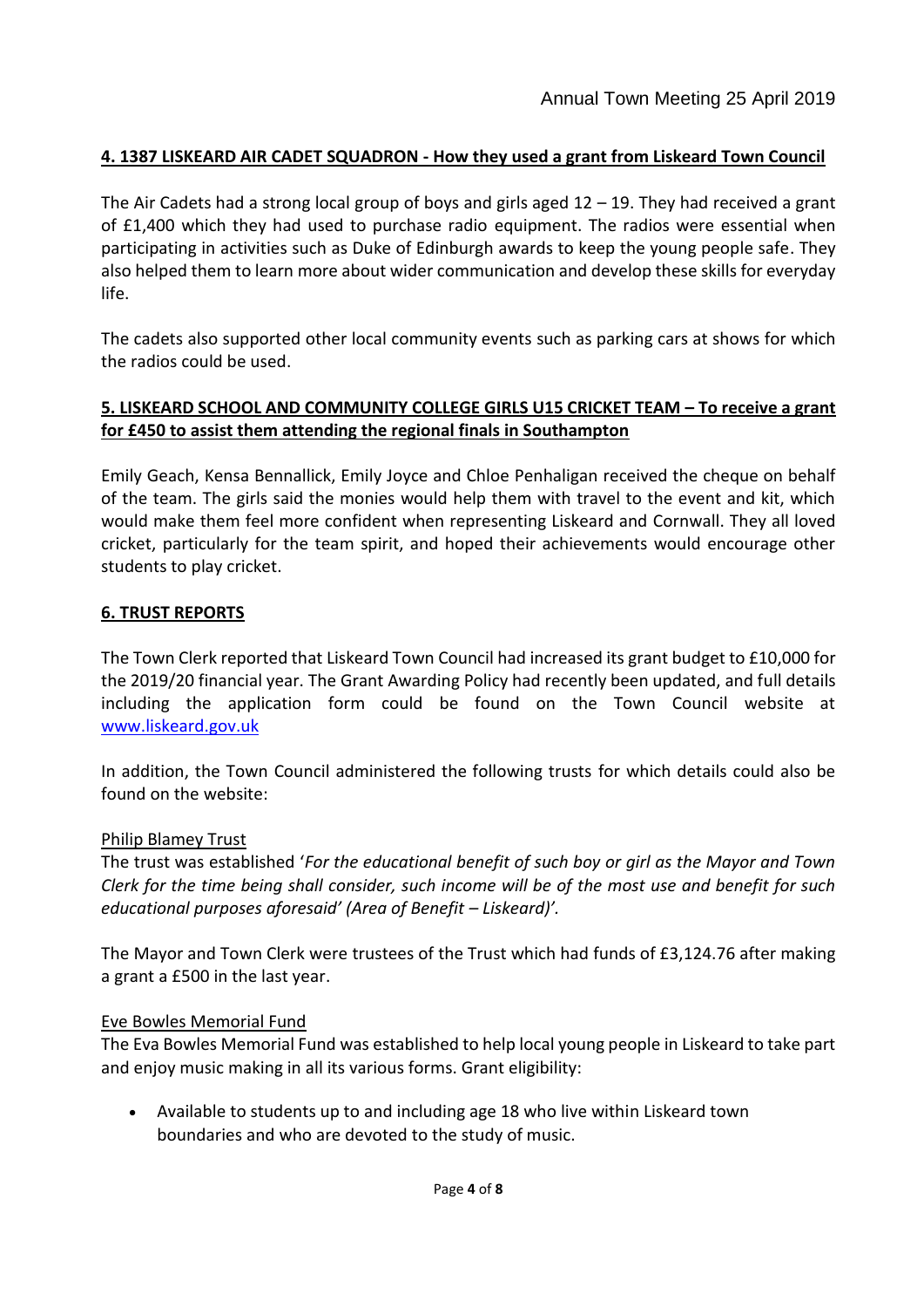**4. 1387 LISKEARD AIR CADET SQUADRON - How they used a grant from Liskeard Town Council**

The Air Cadets had a strong local group of boys and girls aged 12 – 19. They had received a grant of £1,400 which they had used to purchase radio equipment. The radios were essential when participating in activities such as Duke of Edinburgh awards to keep the young people safe. They also helped them to learn more about wider communication and develop these skills for everyday life.

The cadets also supported other local community events such as parking cars at shows for which the radios could be used.

**5. LISKEARD SCHOOL AND COMMUNITY COLLEGE GIRLS U15 CRICKET TEAM – To receive a grant for £450 to assist them attending the regional finals in Southampton**

Emily Geach, Kensa Bennallick, Emily Joyce and Chloe Penhaligan received the cheque on behalf of the team. The girls said the monies would help them with travel to the event and kit, which would make them feel more confident when representing Liskeard and Cornwall. They all loved cricket, particularly for the team spirit, and hoped their achievements would encourage other students to play cricket.

**6. TRUST REPORTS**

The Town Clerk reported that Liskeard Town Council had increased its grant budget to £10,000 for the 2019/20 financial year. The Grant Awarding Policy had recently been updated, and full details including the application form could be found on the Town Council website at www.liskeard.gov.uk

In addition, the Town Council administered the following trusts for which details could also be found on the website:

Philip Blamey Trust

The trust was established '*For the educational benefit of such boy or girl as the Mayor and Town Clerk for the time being shall consider, such income will be of the most use and benefit for such educational purposes aforesaid' (Area of Benefit – Liskeard)'.*

The Mayor and Town Clerk were trustees of the Trust which had funds of £3,124.76 after making a grant a £500 in the last year.

Eve Bowles Memorial Fund

The Eva Bowles Memorial Fund was established to help local young people in Liskeard to take part and enjoy music making in all its various forms. Grant eligibility:

- Available to students up to and including age 18 who live within Liskeard town boundaries and who are devoted to the study of music.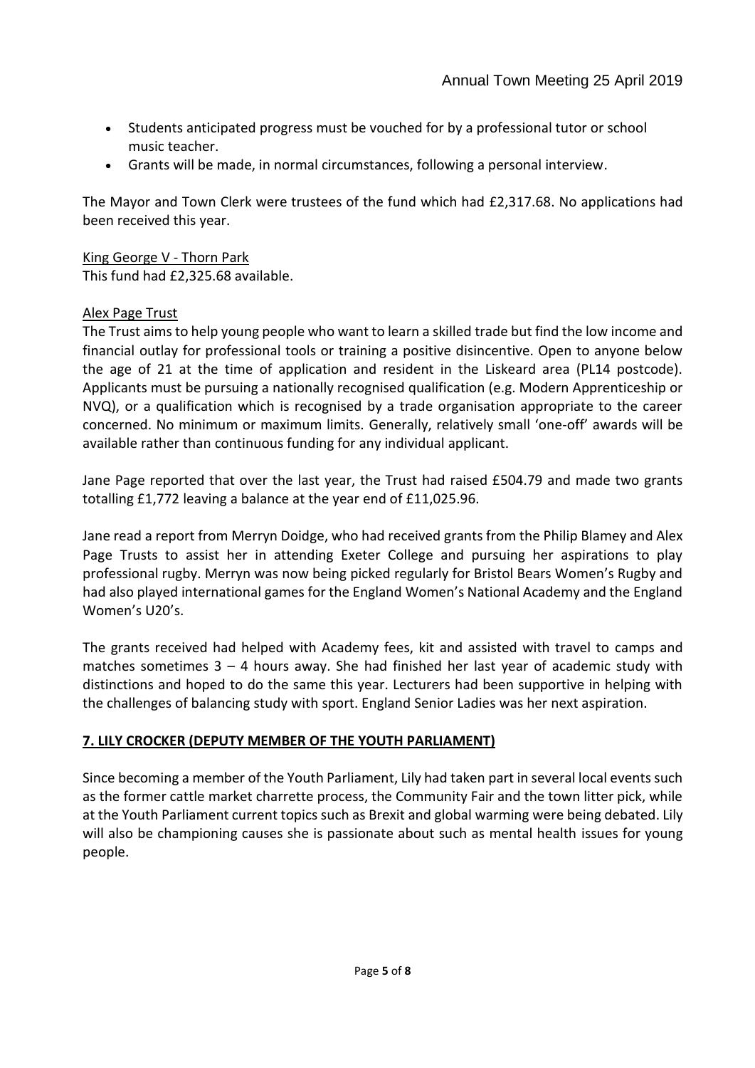- Students anticipated progress must be vouched for by a professional tutor or school music teacher.
- Grants will be made, in normal circumstances, following a personal interview.

The Mayor and Town Clerk were trustees of the fund which had £2,317.68. No applications had been received this year.

King George V - Thorn Park

This fund had £2,325.68 available.

Alex Page Trust

The Trust aims to help young people who want to learn a skilled trade but find the low income and financial outlay for professional tools or training a positive disincentive. Open to anyone below the age of 21 at the time of application and resident in the Liskeard area (PL14 postcode). Applicants must be pursuing a nationally recognised qualification (e.g. Modern Apprenticeship or NVQ), or a qualification which is recognised by a trade organisation appropriate to the career concerned. No minimum or maximum limits. Generally, relatively small 'one-off' awards will be available rather than continuous funding for any individual applicant.

Jane Page reported that over the last year, the Trust had raised £504.79 and made two grants totalling £1,772 leaving a balance at the year end of £11,025.96.

Jane read a report from Merryn Doidge, who had received grants from the Philip Blamey and Alex Page Trusts to assist her in attending Exeter College and pursuing her aspirations to play professional rugby. Merryn was now being picked regularly for Bristol Bears Women's Rugby and had also played international games for the England Women's National Academy and the England Women's U20's.

The grants received had helped with Academy fees, kit and assisted with travel to camps and matches sometimes 3 – 4 hours away. She had finished her last year of academic study with distinctions and hoped to do the same this year. Lecturers had been supportive in helping with the challenges of balancing study with sport. England Senior Ladies was her next aspiration.

## 7. LILY CROCKER (DEPUTY MEMBER OF THE YOUTH PARLIAMENT)

Since becoming a member of the Youth Parliament, Lily had taken part in several local events such as the former cattle market charrette process, the Community Fair and the town litter pick, while at the Youth Parliament current topics such as Brexit and global warming were being debated. Lily will also be championing causes she is passionate about such as mental health issues for young people.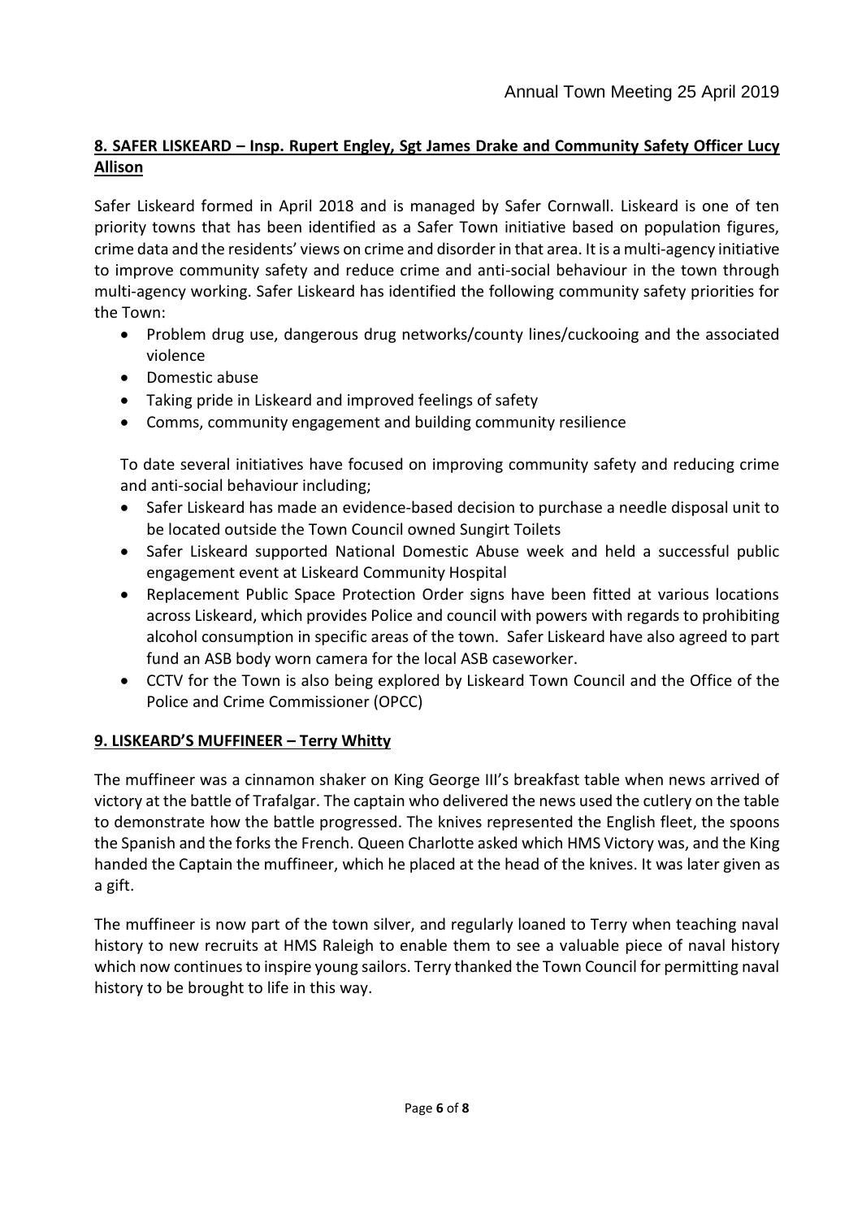## 8. SAFER LISKEARD – Insp. Rupert Engley, Sgt James Drake and Community Safety Officer Lucy Allison

Safer Liskeard formed in April 2018 and is managed by Safer Cornwall. Liskeard is one of ten priority towns that has been identified as a Safer Town initiative based on population figures, crime data and the residents' views on crime and disorder in that area. It is a multi-agency initiative to improve community safety and reduce crime and anti-social behaviour in the town through multi-agency working. Safer Liskeard has identified the following community safety priorities for the Town:

- Problem drug use, dangerous drug networks/county lines/cuckooing and the associated violence
- Domestic abuse
- Taking pride in Liskeard and improved feelings of safety
- Comms, community engagement and building community resilience

To date several initiatives have focused on improving community safety and reducing crime and anti-social behaviour including;

- Safer Liskeard has made an evidence-based decision to purchase a needle disposal unit to be located outside the Town Council owned Sungirt Toilets
- Safer Liskeard supported National Domestic Abuse week and held a successful public engagement event at Liskeard Community Hospital
- Replacement Public Space Protection Order signs have been fitted at various locations across Liskeard, which provides Police and council with powers with regards to prohibiting alcohol consumption in specific areas of the town. Safer Liskeard have also agreed to part fund an ASB body worn camera for the local ASB caseworker.
- CCTV for the Town is also being explored by Liskeard Town Council and the Office of the Police and Crime Commissioner (OPCC)

## 9. LISKEARD'S MUFFINEER – Terry Whitty

The muffineer was a cinnamon shaker on King George III's breakfast table when news arrived of victory at the battle of Trafalgar. The captain who delivered the news used the cutlery on the table to demonstrate how the battle progressed. The knives represented the English fleet, the spoons the Spanish and the forks the French. Queen Charlotte asked which HMS Victory was, and the King handed the Captain the muffineer, which he placed at the head of the knives. It was later given as a gift.

The muffineer is now part of the town silver, and regularly loaned to Terry when teaching naval history to new recruits at HMS Raleigh to enable them to see a valuable piece of naval history which now continues to inspire young sailors. Terry thanked the Town Council for permitting naval history to be brought to life in this way.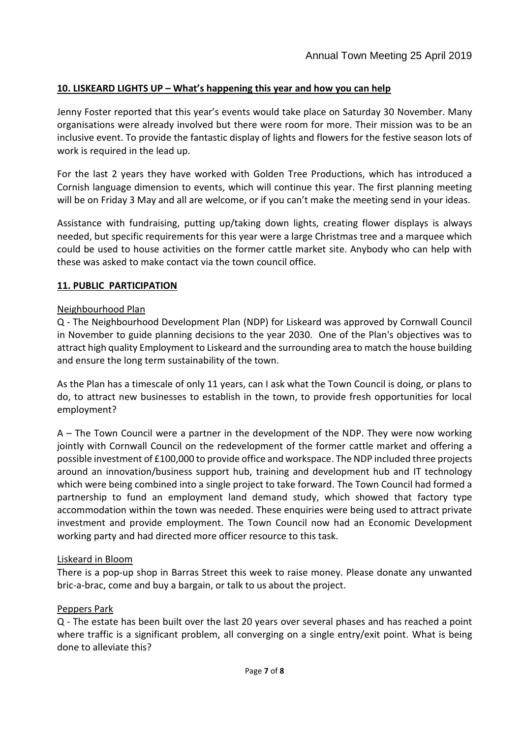## 10. LISKEARD LIGHTS UP – What's happening this year and how you can help

Jenny Foster reported that this year's events would take place on Saturday 30 November. Many organisations were already involved but there were room for more. Their mission was to be an inclusive event. To provide the fantastic display of lights and flowers for the festive season lots of work is required in the lead up.

For the last 2 years they have worked with Golden Tree Productions, which has introduced a Cornish language dimension to events, which will continue this year. The first planning meeting will be on Friday 3 May and all are welcome, or if you can't make the meeting send in your ideas.

Assistance with fundraising, putting up/taking down lights, creating flower displays is always needed, but specific requirements for this year were a large Christmas tree and a marquee which could be used to house activities on the former cattle market site. Anybody who can help with these was asked to make contact via the town council office.

## 11. PUBLIC PARTICIPATION

### Neighbourhood Plan

Q - The Neighbourhood Development Plan (NDP) for Liskeard was approved by Cornwall Council in November to guide planning decisions to the year 2030. One of the Plan's objectives was to attract high quality Employment to Liskeard and the surrounding area to match the house building and ensure the long term sustainability of the town.

As the Plan has a timescale of only 11 years, can I ask what the Town Council is doing, or plans to do, to attract new businesses to establish in the town, to provide fresh opportunities for local employment?

A – The Town Council were a partner in the development of the NDP. They were now working jointly with Cornwall Council on the redevelopment of the former cattle market and offering a possible investment of £100,000 to provide office and workspace. The NDP included three projects around an innovation/business support hub, training and development hub and IT technology which were being combined into a single project to take forward. The Town Council had formed a partnership to fund an employment land demand study, which showed that factory type accommodation within the town was needed. These enquiries were being used to attract private investment and provide employment. The Town Council now had an Economic Development working party and had directed more officer resource to this task.

### Liskeard in Bloom

There is a pop-up shop in Barras Street this week to raise money. Please donate any unwanted bric-a-brac, come and buy a bargain, or talk to us about the project.

### Peppers Park

Q - The estate has been built over the last 20 years over several phases and has reached a point where traffic is a significant problem, all converging on a single entry/exit point. What is being done to alleviate this?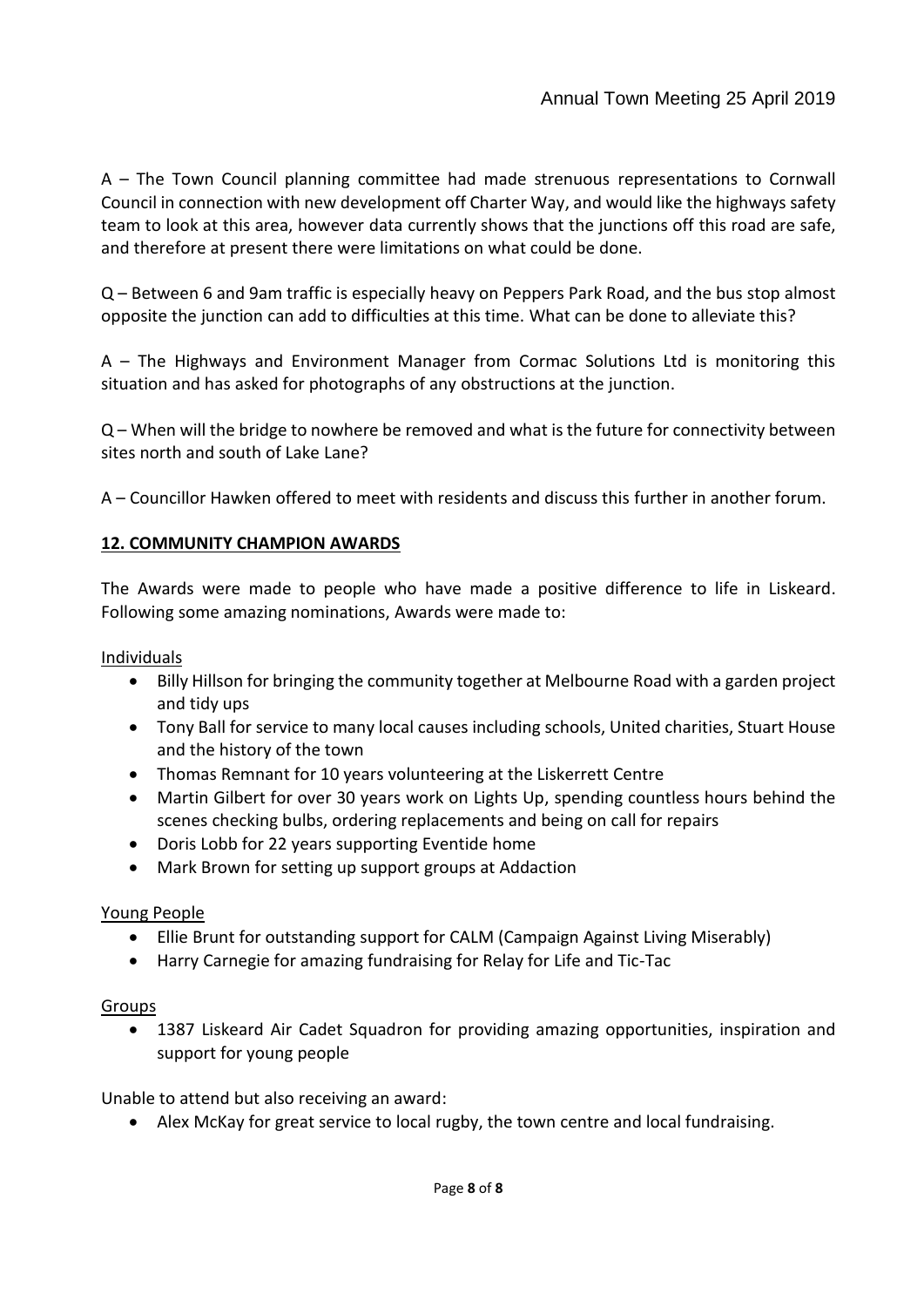A – The Town Council planning committee had made strenuous representations to Cornwall Council in connection with new development off Charter Way, and would like the highways safety team to look at this area, however data currently shows that the junctions off this road are safe, and therefore at present there were limitations on what could be done.

Q – Between 6 and 9am traffic is especially heavy on Peppers Park Road, and the bus stop almost opposite the junction can add to difficulties at this time. What can be done to alleviate this?

A – The Highways and Environment Manager from Cormac Solutions Ltd is monitoring this situation and has asked for photographs of any obstructions at the junction.

Q – When will the bridge to nowhere be removed and what is the future for connectivity between sites north and south of Lake Lane?

A – Councillor Hawken offered to meet with residents and discuss this further in another forum.

## 12. COMMUNITY CHAMPION AWARDS

The Awards were made to people who have made a positive difference to life in Liskeard. Following some amazing nominations, Awards were made to:

Individuals

- Billy Hillson for bringing the community together at Melbourne Road with a garden project and tidy ups
- Tony Ball for service to many local causes including schools, United charities, Stuart House and the history of the town
- Thomas Remnant for 10 years volunteering at the Liskerrett Centre
- Martin Gilbert for over 30 years work on Lights Up, spending countless hours behind the scenes checking bulbs, ordering replacements and being on call for repairs
- Doris Lobb for 22 years supporting Eventide home
- Mark Brown for setting up support groups at Addaction

Young People

- Ellie Brunt for outstanding support for CALM (Campaign Against Living Miserably)
- Harry Carnegie for amazing fundraising for Relay for Life and Tic-Tac

Groups

- 1387 Liskeard Air Cadet Squadron for providing amazing opportunities, inspiration and support for young people

Unable to attend but also receiving an award:

- Alex McKay for great service to local rugby, the town centre and local fundraising.